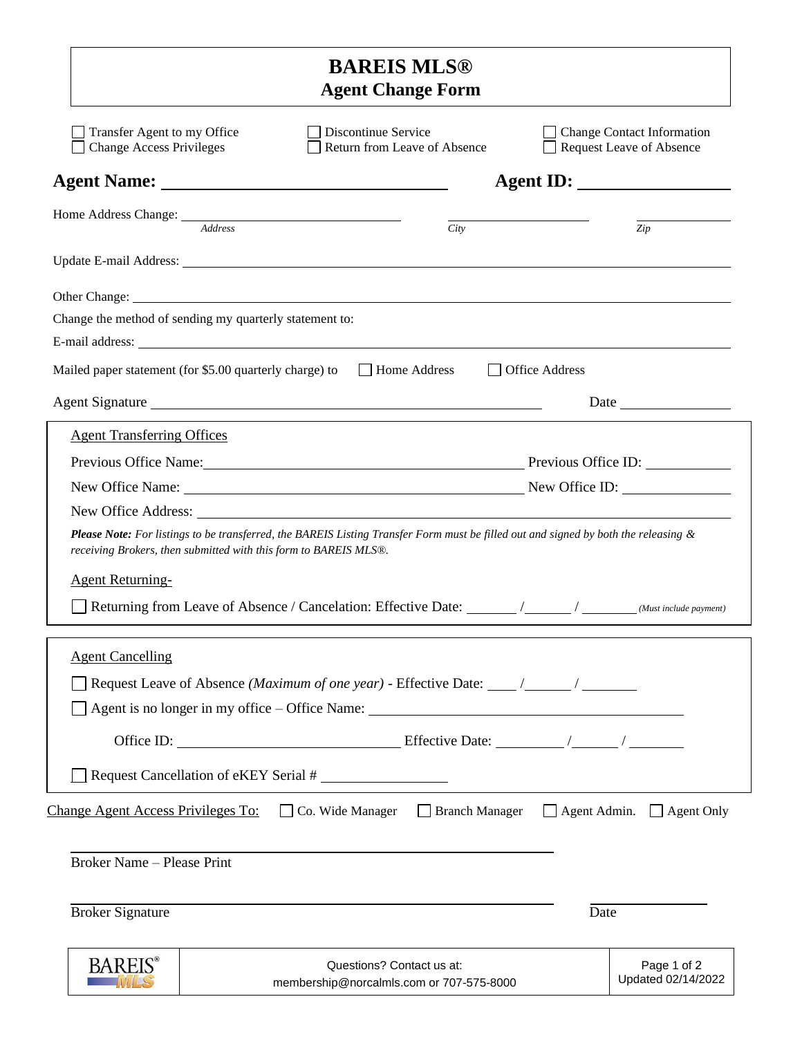# BAREIS MLS®
## Agent Change Form

☐ Transfer Agent to my Office ☐ Discontinue Service ☐ Change Contact Information
☐ Change Access Privileges ☐ Return from Leave of Absence ☐ Request Leave of Absence

**Agent Name:** ______________________________ **Agent ID:** ____________________

Home Address Change: ______________________ ______________________ ____________
*Address* *City* *Zip*

Update E-mail Address: ____________________________________________________________

Other Change: ____________________________________________________________

Change the method of sending my quarterly statement to:

E-mail address: ____________________________________________________________

Mailed paper statement (for $5.00 quarterly charge) to ☐ Home Address ☐ Office Address

Agent Signature ________________________________________________ Date ______________

---

Agent Transferring Offices

Previous Office Name: ______________________________________ Previous Office ID: ____________

New Office Name: ______________________________________ New Office ID: ____________

New Office Address: ____________________________________________________________

***Please Note:*** *For listings to be transferred, the BAREIS Listing Transfer Form must be filled out and signed by both the releasing & receiving Brokers, then submitted with this form to BAREIS MLS®.*

Agent Returning-

☐ Returning from Leave of Absence / Cancelation: Effective Date: ______ / ______ / ______ *(Must include payment)*

---

Agent Cancelling

☐ Request Leave of Absence *(Maximum of one year)* - Effective Date: ____ / ______ / ______

☐ Agent is no longer in my office – Office Name: ____________________________________

Office ID: ______________________ Effective Date: ________ / ______ / ______

☐ Request Cancellation of eKEY Serial # ______________

---

Change Agent Access Privileges To: ☐ Co. Wide Manager ☐ Branch Manager ☐ Agent Admin. ☐ Agent Only

______________________________________________
Broker Name – Please Print

______________________________________________ ______________
Broker Signature Date

Questions? Contact us at:
membership@norcalmls.com or 707-575-8000

Updated 02/14/2022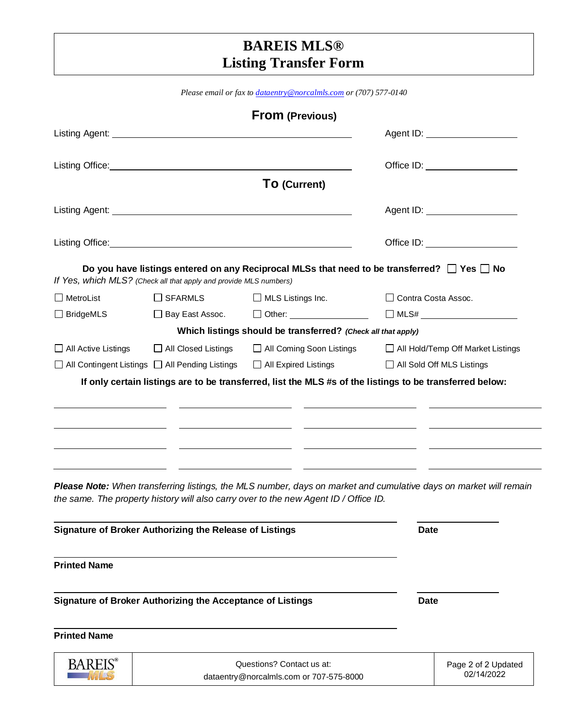# BAREIS MLS®
# Listing Transfer Form

*Please email or fax to dataentry@norcalmls.com or (707) 577-0140*

## From (Previous)

Listing Agent: ______________________________ Agent ID: ______________

Listing Office: ______________________________ Office ID: ______________

## To (Current)

Listing Agent: ______________________________ Agent ID: ______________

Listing Office: ______________________________ Office ID: ______________

**Do you have listings entered on any Reciprocal MLSs that need to be transferred?** ☐ **Yes** ☐ **No**

*If Yes, which MLS? (Check all that apply and provide MLS numbers)*

| | | | |
|---|---|---|---|
| ☐ MetroList | ☐ SFARMLS | ☐ MLS Listings Inc. | ☐ Contra Costa Assoc. |
| ☐ BridgeMLS | ☐ Bay East Assoc. | ☐ Other: ______________ | ☐ MLS# ______________ |

**Which listings should be transferred?** ***(Check all that apply)***

| | | | |
|---|---|---|---|
| ☐ All Active Listings | ☐ All Closed Listings | ☐ All Coming Soon Listings | ☐ All Hold/Temp Off Market Listings |
| ☐ All Contingent Listings | ☐ All Pending Listings | ☐ All Expired Listings | ☐ All Sold Off MLS Listings |

**If only certain listings are to be transferred, list the MLS #s of the listings to be transferred below:**

| | | | |
|---|---|---|---|
| ______________ | ______________ | ______________ | ______________ |
| ______________ | ______________ | ______________ | ______________ |
| ______________ | ______________ | ______________ | ______________ |
| ______________ | ______________ | ______________ | ______________ |

***Please Note:*** *When transferring listings, the MLS number, days on market and cumulative days on market will remain the same. The property history will also carry over to the new Agent ID / Office ID.*

______________________________________________ ______________

**Signature of Broker Authorizing the Release of Listings** **Date**

______________________________________________

**Printed Name**

______________________________________________ ______________

**Signature of Broker Authorizing the Acceptance of Listings** **Date**

______________________________________________

**Printed Name**

Questions? Contact us at:
dataentry@norcalmls.com or 707-575-8000